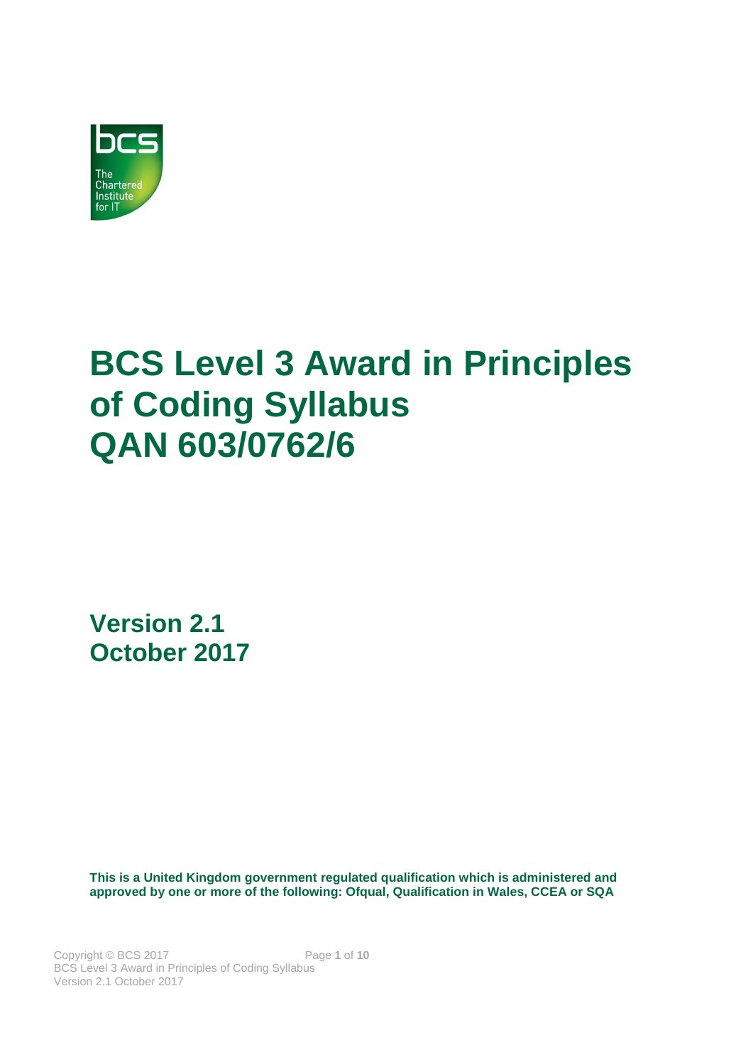# BCS Level 3 Award in Principles of Coding Syllabus
# QAN 603/0762/6

## Version 2.1
## October 2017

**This is a United Kingdom government regulated qualification which is administered and approved by one or more of the following: Ofqual, Qualification in Wales, CCEA or SQA**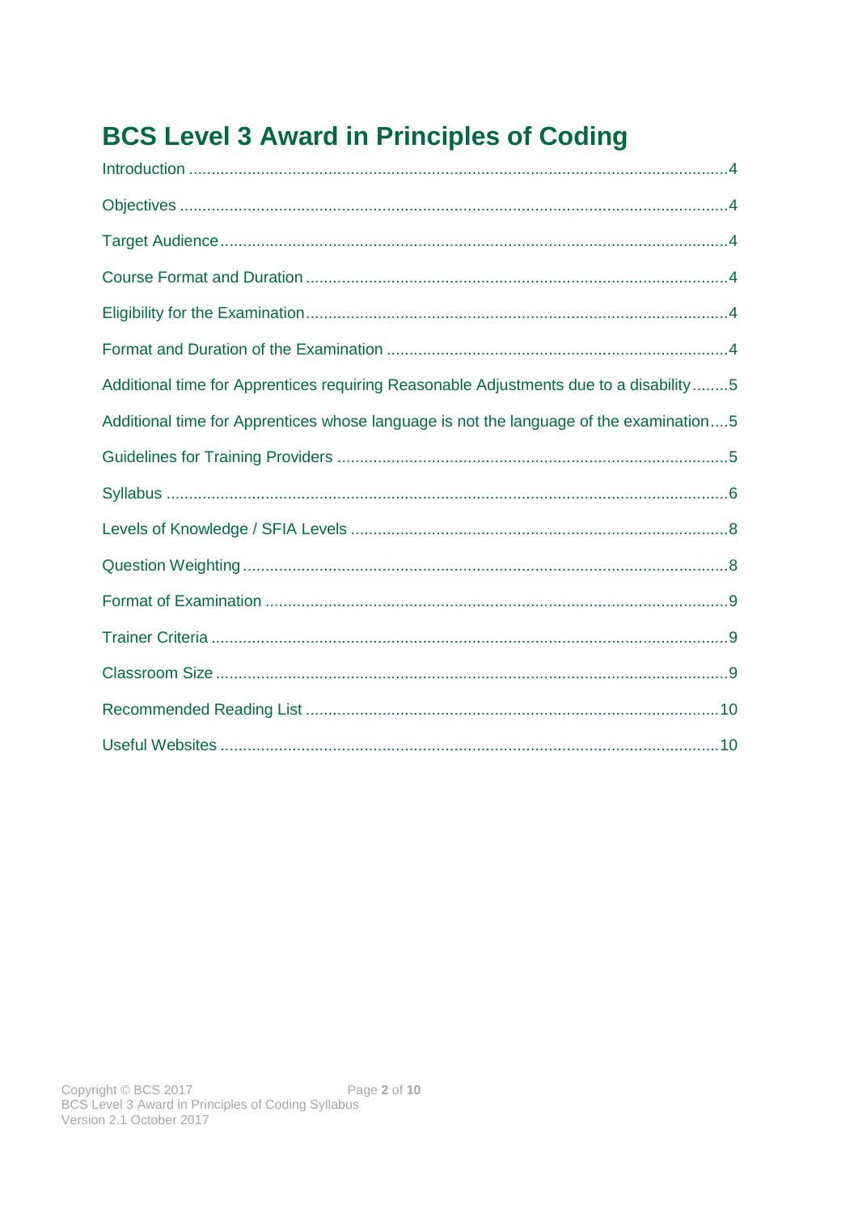# BCS Level 3 Award in Principles of Coding

Introduction ....................................................................................................................4

Objectives ........................................................................................................................4

Target Audience ................................................................................................................4

Course Format and Duration ............................................................................................4

Eligibility for the Examination ...........................................................................................4

Format and Duration of the Examination ..........................................................................4

Additional time for Apprentices requiring Reasonable Adjustments due to a disability ........5

Additional time for Apprentices whose language is not the language of the examination ....5

Guidelines for Training Providers ......................................................................................5

Syllabus ............................................................................................................................6

Levels of Knowledge / SFIA Levels ...................................................................................8

Question Weighting ..........................................................................................................8

Format of Examination .....................................................................................................9

Trainer Criteria .................................................................................................................9

Classroom Size .................................................................................................................9

Recommended Reading List ...........................................................................................10

Useful Websites ..............................................................................................................10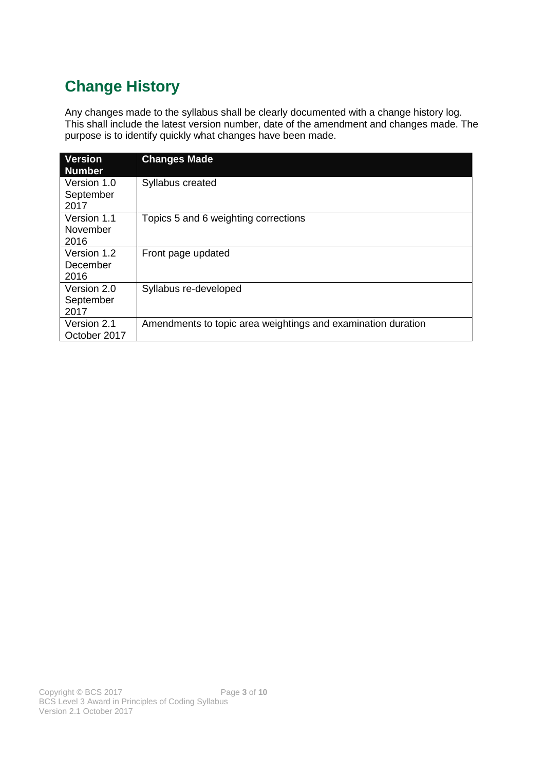## Change History

Any changes made to the syllabus shall be clearly documented with a change history log. This shall include the latest version number, date of the amendment and changes made. The purpose is to identify quickly what changes have been made.

| Version Number | Changes Made |
| --- | --- |
| Version 1.0 September 2017 | Syllabus created |
| Version 1.1 November 2016 | Topics 5 and 6 weighting corrections |
| Version 1.2 December 2016 | Front page updated |
| Version 2.0 September 2017 | Syllabus re-developed |
| Version 2.1 October 2017 | Amendments to topic area weightings and examination duration |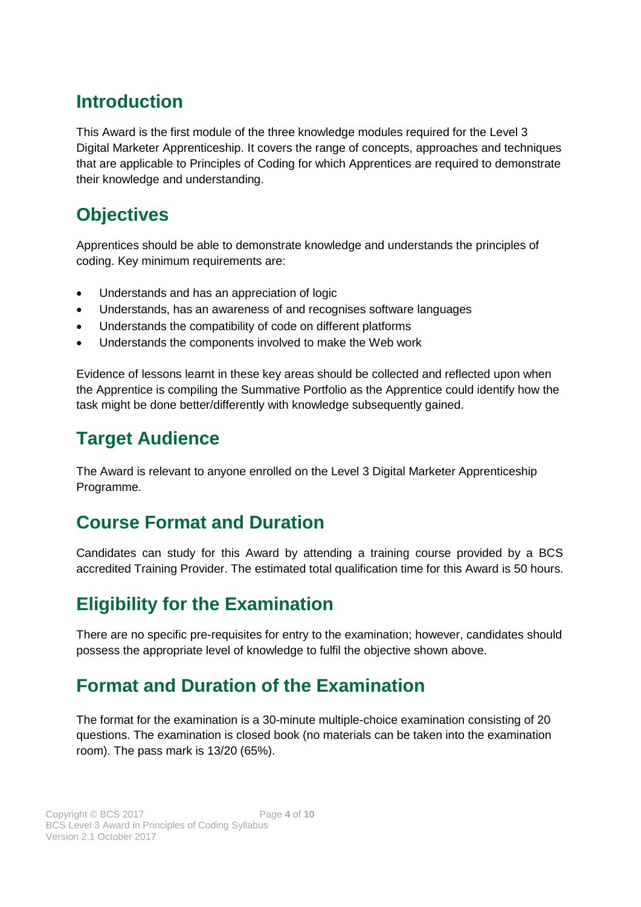## Introduction

This Award is the first module of the three knowledge modules required for the Level 3 Digital Marketer Apprenticeship. It covers the range of concepts, approaches and techniques that are applicable to Principles of Coding for which Apprentices are required to demonstrate their knowledge and understanding.

## Objectives

Apprentices should be able to demonstrate knowledge and understands the principles of coding. Key minimum requirements are:

- Understands and has an appreciation of logic
- Understands, has an awareness of and recognises software languages
- Understands the compatibility of code on different platforms
- Understands the components involved to make the Web work

Evidence of lessons learnt in these key areas should be collected and reflected upon when the Apprentice is compiling the Summative Portfolio as the Apprentice could identify how the task might be done better/differently with knowledge subsequently gained.

## Target Audience

The Award is relevant to anyone enrolled on the Level 3 Digital Marketer Apprenticeship Programme.

## Course Format and Duration

Candidates can study for this Award by attending a training course provided by a BCS accredited Training Provider. The estimated total qualification time for this Award is 50 hours.

## Eligibility for the Examination

There are no specific pre-requisites for entry to the examination; however, candidates should possess the appropriate level of knowledge to fulfil the objective shown above.

## Format and Duration of the Examination

The format for the examination is a 30-minute multiple-choice examination consisting of 20 questions. The examination is closed book (no materials can be taken into the examination room). The pass mark is 13/20 (65%).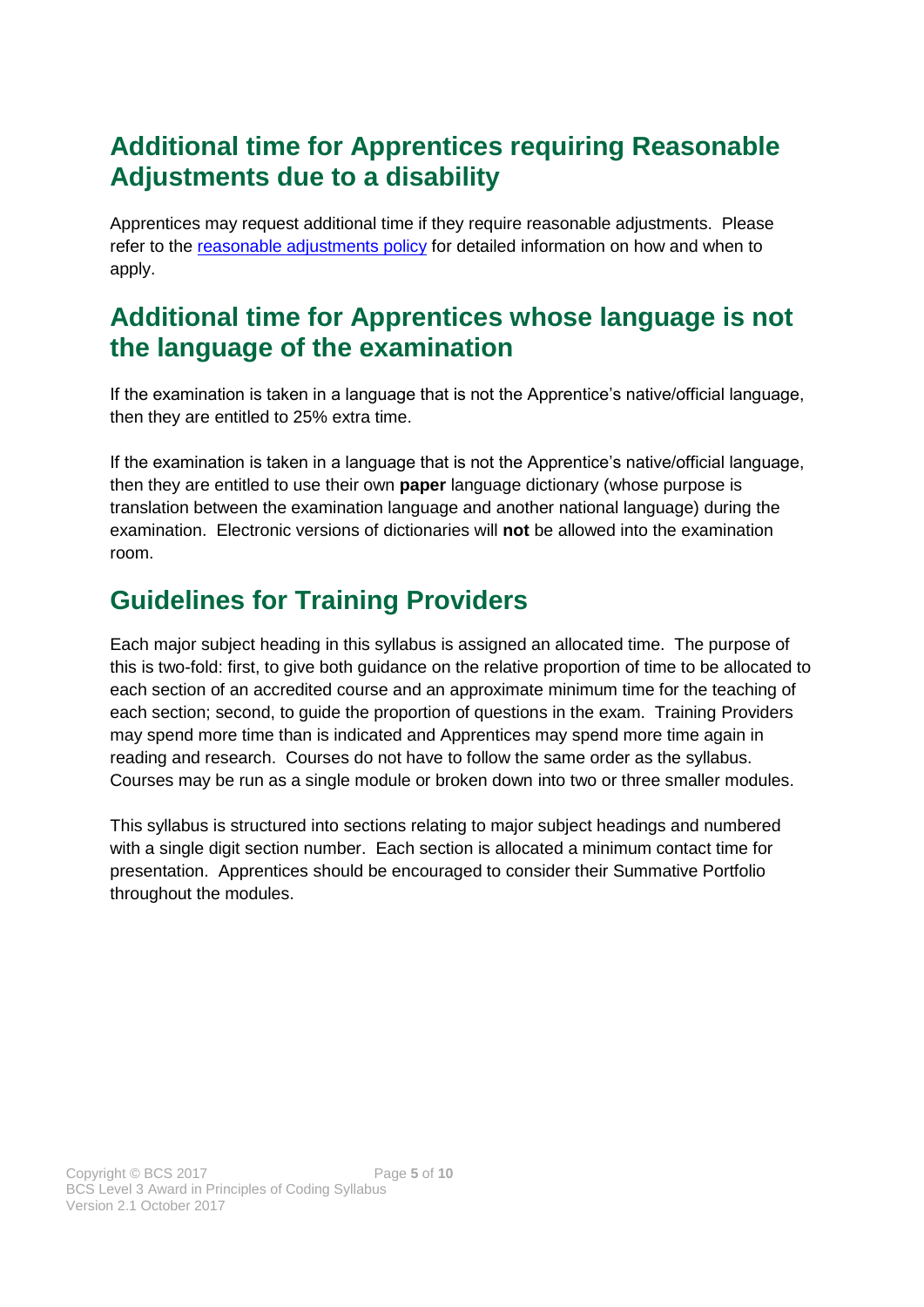## Additional time for Apprentices requiring Reasonable Adjustments due to a disability

Apprentices may request additional time if they require reasonable adjustments. Please refer to the [reasonable adjustments policy](reasonable adjustments policy) for detailed information on how and when to apply.

## Additional time for Apprentices whose language is not the language of the examination

If the examination is taken in a language that is not the Apprentice's native/official language, then they are entitled to 25% extra time.

If the examination is taken in a language that is not the Apprentice's native/official language, then they are entitled to use their own **paper** language dictionary (whose purpose is translation between the examination language and another national language) during the examination. Electronic versions of dictionaries will **not** be allowed into the examination room.

## Guidelines for Training Providers

Each major subject heading in this syllabus is assigned an allocated time. The purpose of this is two-fold: first, to give both guidance on the relative proportion of time to be allocated to each section of an accredited course and an approximate minimum time for the teaching of each section; second, to guide the proportion of questions in the exam. Training Providers may spend more time than is indicated and Apprentices may spend more time again in reading and research. Courses do not have to follow the same order as the syllabus. Courses may be run as a single module or broken down into two or three smaller modules.

This syllabus is structured into sections relating to major subject headings and numbered with a single digit section number. Each section is allocated a minimum contact time for presentation. Apprentices should be encouraged to consider their Summative Portfolio throughout the modules.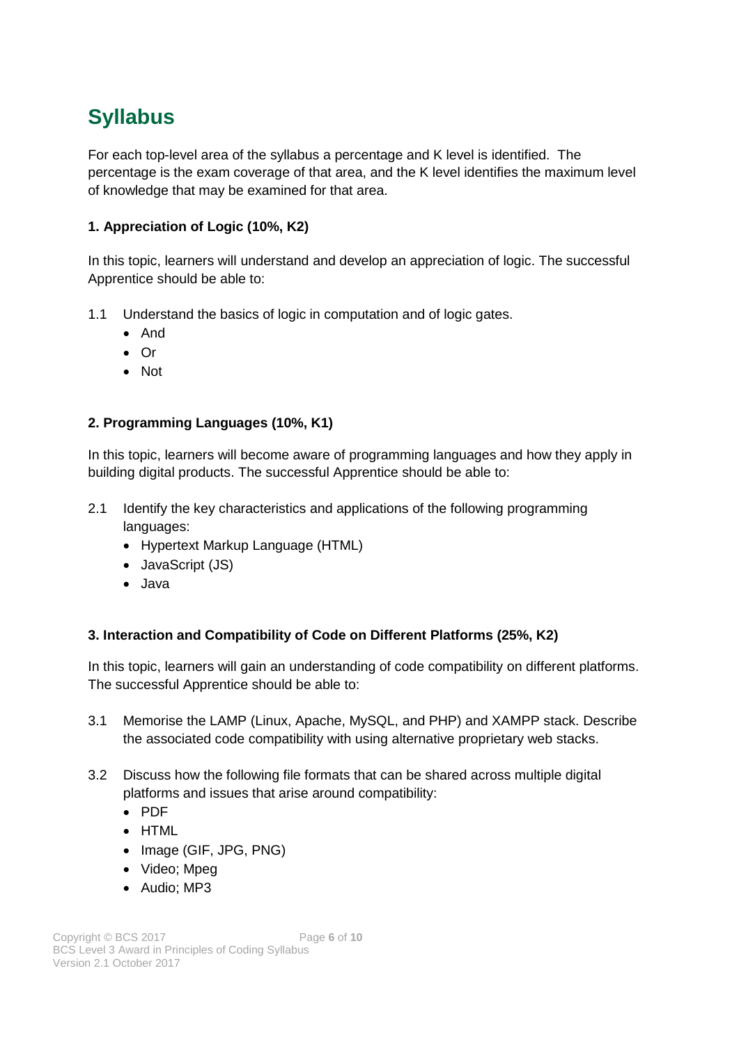# Syllabus

For each top-level area of the syllabus a percentage and K level is identified. The percentage is the exam coverage of that area, and the K level identifies the maximum level of knowledge that may be examined for that area.

**1. Appreciation of Logic (10%, K2)**

In this topic, learners will understand and develop an appreciation of logic. The successful Apprentice should be able to:

1.1 Understand the basics of logic in computation and of logic gates.

- And
- Or
- Not

**2. Programming Languages (10%, K1)**

In this topic, learners will become aware of programming languages and how they apply in building digital products. The successful Apprentice should be able to:

2.1 Identify the key characteristics and applications of the following programming languages:

- Hypertext Markup Language (HTML)
- JavaScript (JS)
- Java

**3. Interaction and Compatibility of Code on Different Platforms (25%, K2)**

In this topic, learners will gain an understanding of code compatibility on different platforms. The successful Apprentice should be able to:

3.1 Memorise the LAMP (Linux, Apache, MySQL, and PHP) and XAMPP stack. Describe the associated code compatibility with using alternative proprietary web stacks.

3.2 Discuss how the following file formats that can be shared across multiple digital platforms and issues that arise around compatibility:

- PDF
- HTML
- Image (GIF, JPG, PNG)
- Video; Mpeg
- Audio; MP3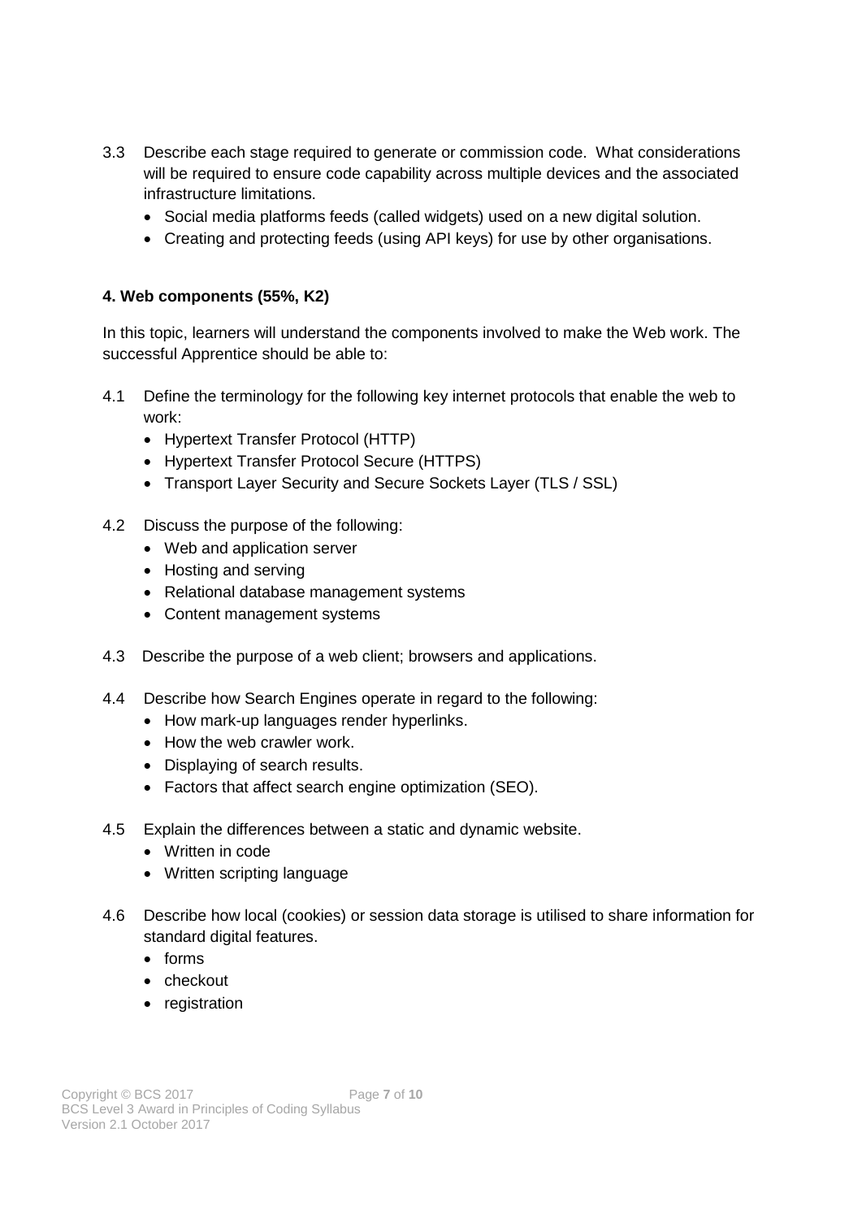3.3 Describe each stage required to generate or commission code. What considerations will be required to ensure code capability across multiple devices and the associated infrastructure limitations.
- Social media platforms feeds (called widgets) used on a new digital solution.
- Creating and protecting feeds (using API keys) for use by other organisations.

**4. Web components (55%, K2)**

In this topic, learners will understand the components involved to make the Web work. The successful Apprentice should be able to:

4.1 Define the terminology for the following key internet protocols that enable the web to work:
- Hypertext Transfer Protocol (HTTP)
- Hypertext Transfer Protocol Secure (HTTPS)
- Transport Layer Security and Secure Sockets Layer (TLS / SSL)

4.2 Discuss the purpose of the following:
- Web and application server
- Hosting and serving
- Relational database management systems
- Content management systems

4.3 Describe the purpose of a web client; browsers and applications.

4.4 Describe how Search Engines operate in regard to the following:
- How mark-up languages render hyperlinks.
- How the web crawler work.
- Displaying of search results.
- Factors that affect search engine optimization (SEO).

4.5 Explain the differences between a static and dynamic website.
- Written in code
- Written scripting language

4.6 Describe how local (cookies) or session data storage is utilised to share information for standard digital features.
- forms
- checkout
- registration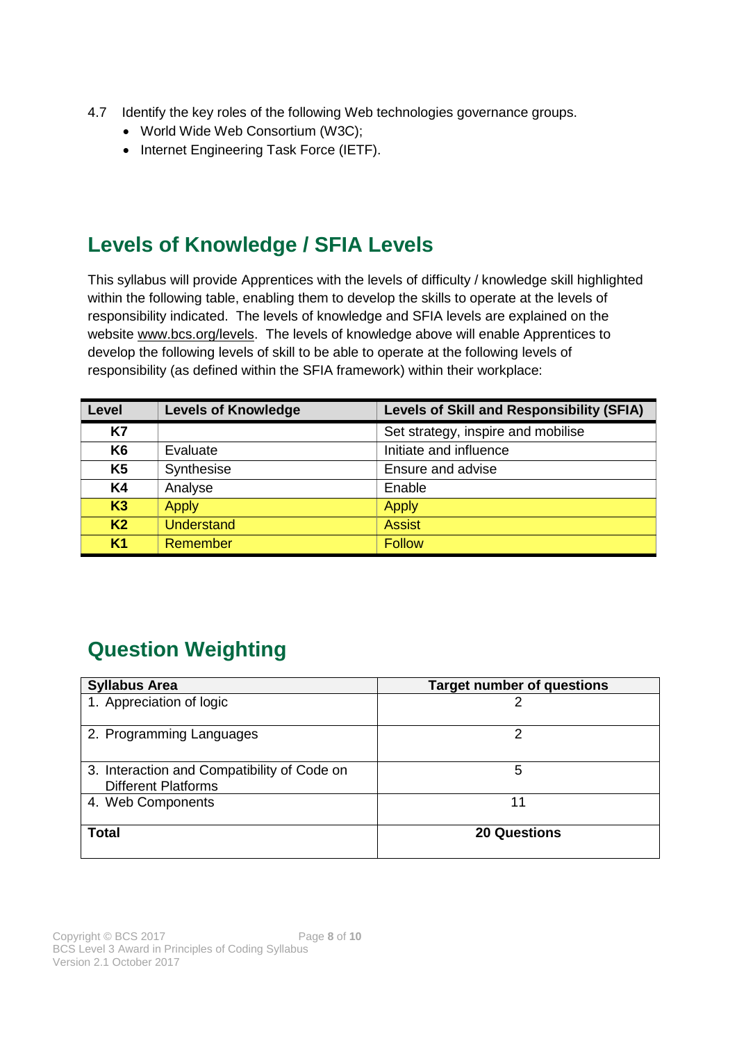4.7 Identify the key roles of the following Web technologies governance groups.

- World Wide Web Consortium (W3C);
- Internet Engineering Task Force (IETF).

## Levels of Knowledge / SFIA Levels

This syllabus will provide Apprentices with the levels of difficulty / knowledge skill highlighted within the following table, enabling them to develop the skills to operate at the levels of responsibility indicated. The levels of knowledge and SFIA levels are explained on the website www.bcs.org/levels. The levels of knowledge above will enable Apprentices to develop the following levels of skill to be able to operate at the following levels of responsibility (as defined within the SFIA framework) within their workplace:

| Level | Levels of Knowledge | Levels of Skill and Responsibility (SFIA) |
|---|---|---|
| **K7** | | Set strategy, inspire and mobilise |
| **K6** | Evaluate | Initiate and influence |
| **K5** | Synthesise | Ensure and advise |
| **K4** | Analyse | Enable |
| **K3** | Apply | Apply |
| **K2** | Understand | Assist |
| **K1** | Remember | Follow |

## Question Weighting

| Syllabus Area | Target number of questions |
|---|---|
| 1. Appreciation of logic | 2 |
| 2. Programming Languages | 2 |
| 3. Interaction and Compatibility of Code on Different Platforms | 5 |
| 4. Web Components | 11 |
| **Total** | **20 Questions** |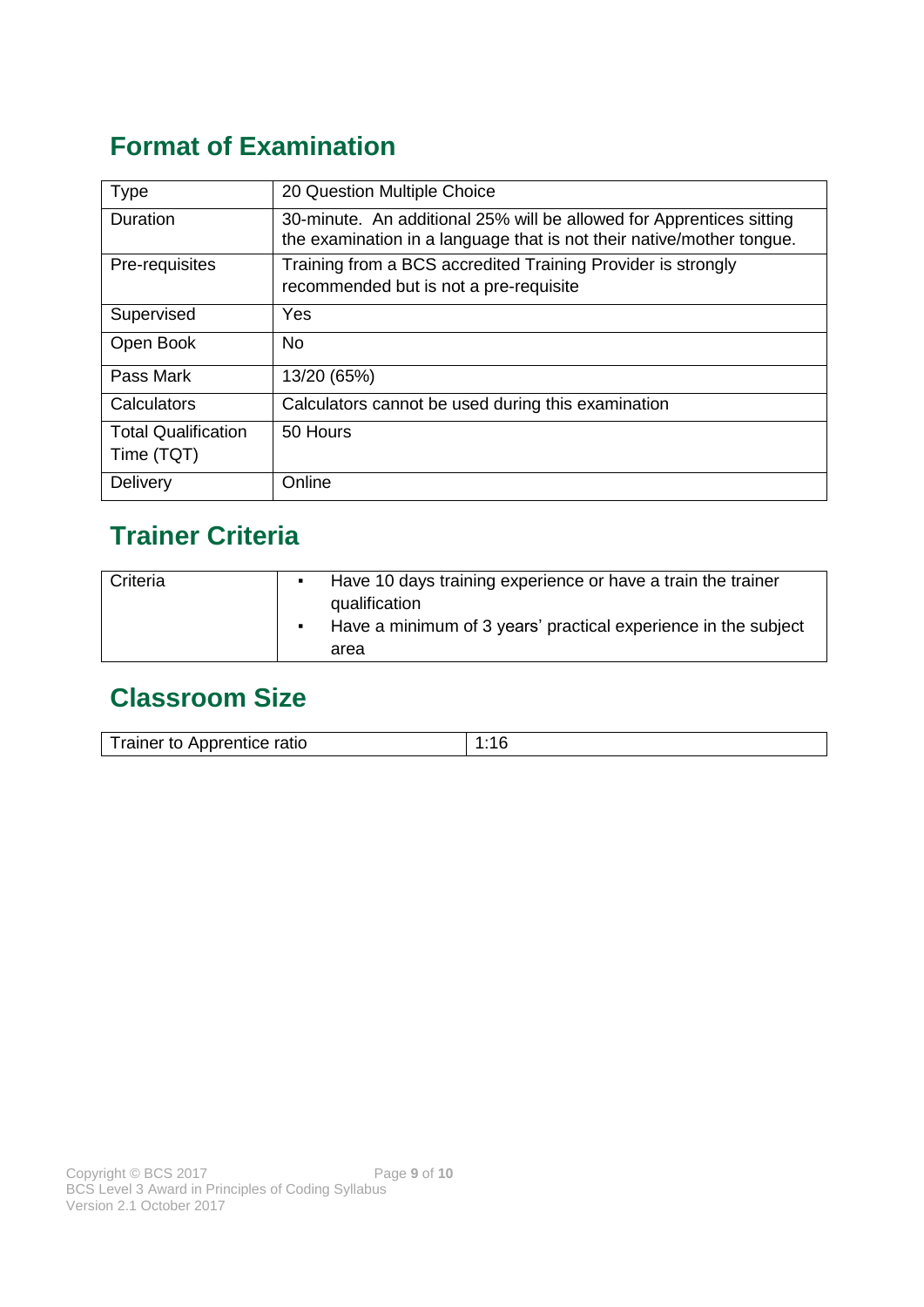## Format of Examination

| Type | 20 Question Multiple Choice |
| --- | --- |
| Duration | 30-minute. An additional 25% will be allowed for Apprentices sitting the examination in a language that is not their native/mother tongue. |
| Pre-requisites | Training from a BCS accredited Training Provider is strongly recommended but is not a pre-requisite |
| Supervised | Yes |
| Open Book | No |
| Pass Mark | 13/20 (65%) |
| Calculators | Calculators cannot be used during this examination |
| Total Qualification Time (TQT) | 50 Hours |
| Delivery | Online |

## Trainer Criteria

| Criteria | ▪ Have 10 days training experience or have a train the trainer qualification<br>▪ Have a minimum of 3 years' practical experience in the subject area |
| --- | --- |

## Classroom Size

| Trainer to Apprentice ratio | 1:16 |
| --- | --- |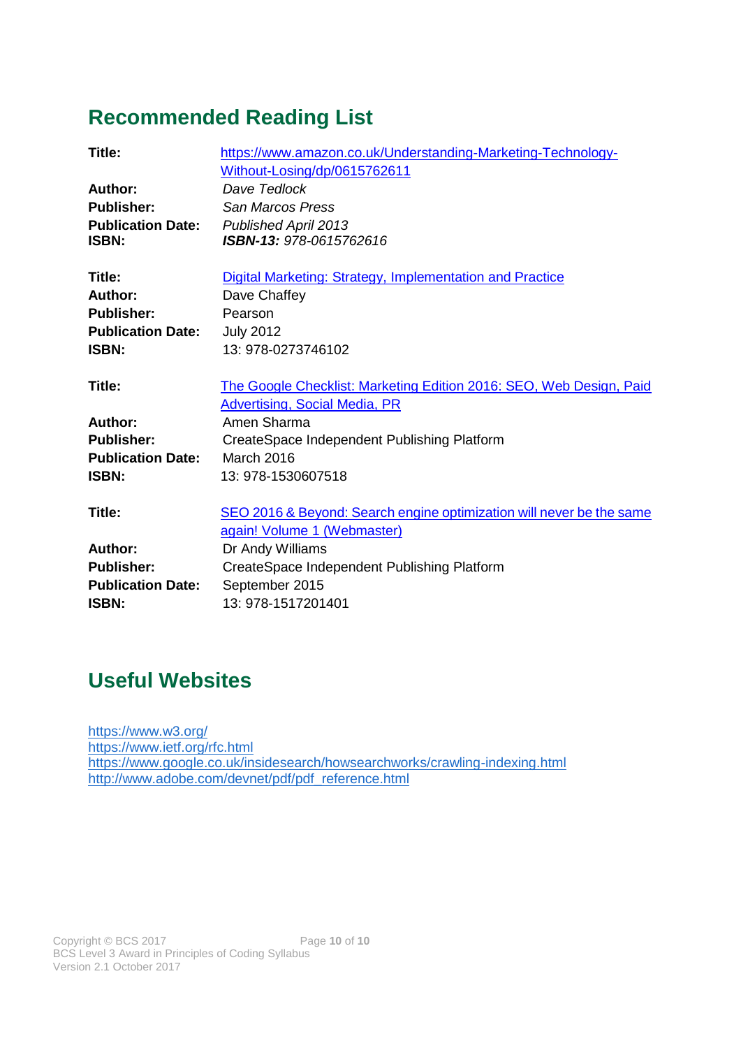## Recommended Reading List

| | |
|---|---|
| **Title:** | [https://www.amazon.co.uk/Understanding-Marketing-Technology-Without-Losing/dp/0615762611](https://www.amazon.co.uk/Understanding-Marketing-Technology-Without-Losing/dp/0615762611) |
| **Author:** | *Dave Tedlock* |
| **Publisher:** | *San Marcos Press* |
| **Publication Date:** | *Published April 2013* |
| **ISBN:** | ***ISBN-13:*** *978-0615762616* |

| | |
|---|---|
| **Title:** | Digital Marketing: Strategy, Implementation and Practice |
| **Author:** | Dave Chaffey |
| **Publisher:** | Pearson |
| **Publication Date:** | July 2012 |
| **ISBN:** | 13: 978-0273746102 |

| | |
|---|---|
| **Title:** | The Google Checklist: Marketing Edition 2016: SEO, Web Design, Paid Advertising, Social Media, PR |
| **Author:** | Amen Sharma |
| **Publisher:** | CreateSpace Independent Publishing Platform |
| **Publication Date:** | March 2016 |
| **ISBN:** | 13: 978-1530607518 |

| | |
|---|---|
| **Title:** | SEO 2016 & Beyond: Search engine optimization will never be the same again! Volume 1 (Webmaster) |
| **Author:** | Dr Andy Williams |
| **Publisher:** | CreateSpace Independent Publishing Platform |
| **Publication Date:** | September 2015 |
| **ISBN:** | 13: 978-1517201401 |

## Useful Websites

https://www.w3.org/
https://www.ietf.org/rfc.html
https://www.google.co.uk/insidesearch/howsearchworks/crawling-indexing.html
http://www.adobe.com/devnet/pdf/pdf_reference.html